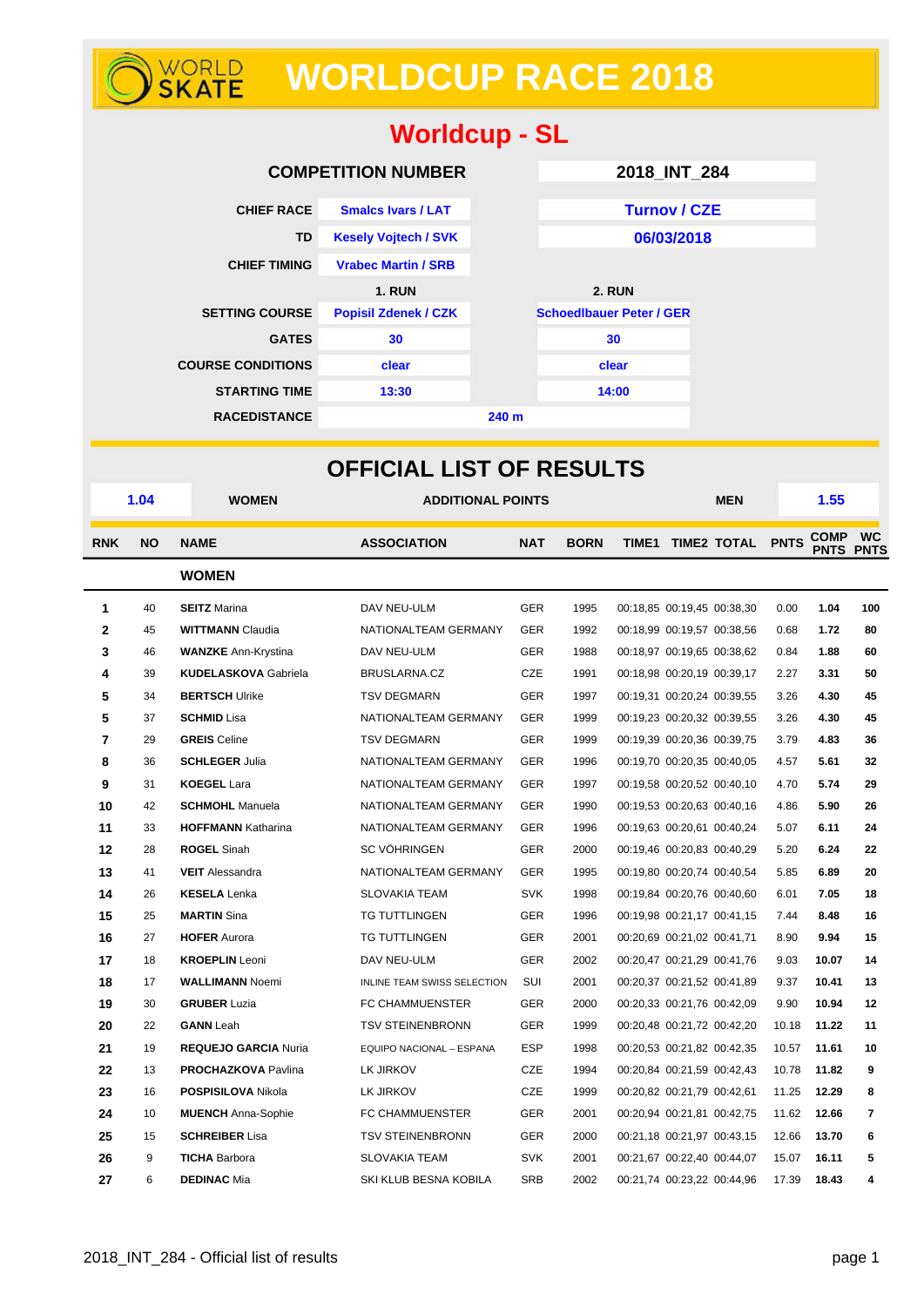# WORLD SKATE WORLDCUP RACE 2018

## Worldcup - SL

| COMPETITION NUMBER | | 2018_INT_284 |
|---|---|---|
| CHIEF RACE | Smalcs Ivars / LAT | Turnov / CZE |
| TD | Kesely Vojtech / SVK | 06/03/2018 |
| CHIEF TIMING | Vrabec Martin / SRB | |
| | 1. RUN | 2. RUN |
| SETTING COURSE | Popisil Zdenek / CZK | Schoedlbauer Peter / GER |
| GATES | 30 | 30 |
| COURSE CONDITIONS | clear | clear |
| STARTING TIME | 13:30 | 14:00 |
| RACEDISTANCE | 240 m | |

## OFFICIAL LIST OF RESULTS

| 1.04 | WOMEN | ADDITIONAL POINTS | MEN | 1.55 |
|---|---|---|---|---|

| RNK | NO | NAME | ASSOCIATION | NAT | BORN | TIME1 | TIME2 | TOTAL | PNTS | COMP PNTS | WC PNTS |
|---|---|---|---|---|---|---|---|---|---|---|---|
| | | **WOMEN** | | | | | | | | | |
| 1 | 40 | **SEITZ** Marina | DAV NEU-ULM | GER | 1995 | 00:18,85 | 00:19,45 | 00:38,30 | 0.00 | 1.04 | 100 |
| 2 | 45 | **WITTMANN** Claudia | NATIONALTEAM GERMANY | GER | 1992 | 00:18,99 | 00:19,57 | 00:38,56 | 0.68 | 1.72 | 80 |
| 3 | 46 | **WANZKE** Ann-Krystina | DAV NEU-ULM | GER | 1988 | 00:18,97 | 00:19,65 | 00:38,62 | 0.84 | 1.88 | 60 |
| 4 | 39 | **KUDELASKOVA** Gabriela | BRUSLARNA.CZ | CZE | 1991 | 00:18,98 | 00:20,19 | 00:39,17 | 2.27 | 3.31 | 50 |
| 5 | 34 | **BERTSCH** Ulrike | TSV DEGMARN | GER | 1997 | 00:19,31 | 00:20,24 | 00:39,55 | 3.26 | 4.30 | 45 |
| 5 | 37 | **SCHMID** Lisa | NATIONALTEAM GERMANY | GER | 1999 | 00:19,23 | 00:20,32 | 00:39,55 | 3.26 | 4.30 | 45 |
| 7 | 29 | **GREIS** Celine | TSV DEGMARN | GER | 1999 | 00:19,39 | 00:20,36 | 00:39,75 | 3.79 | 4.83 | 36 |
| 8 | 36 | **SCHLEGER** Julia | NATIONALTEAM GERMANY | GER | 1996 | 00:19,70 | 00:20,35 | 00:40,05 | 4.57 | 5.61 | 32 |
| 9 | 31 | **KOEGEL** Lara | NATIONALTEAM GERMANY | GER | 1997 | 00:19,58 | 00:20,52 | 00:40,10 | 4.70 | 5.74 | 29 |
| 10 | 42 | **SCHMOHL** Manuela | NATIONALTEAM GERMANY | GER | 1990 | 00:19,53 | 00:20,63 | 00:40,16 | 4.86 | 5.90 | 26 |
| 11 | 33 | **HOFFMANN** Katharina | NATIONALTEAM GERMANY | GER | 1996 | 00:19,63 | 00:20,61 | 00:40,24 | 5.07 | 6.11 | 24 |
| 12 | 28 | **ROGEL** Sinah | SC VÖHRINGEN | GER | 2000 | 00:19,46 | 00:20,83 | 00:40,29 | 5.20 | 6.24 | 22 |
| 13 | 41 | **VEIT** Alessandra | NATIONALTEAM GERMANY | GER | 1995 | 00:19,80 | 00:20,74 | 00:40,54 | 5.85 | 6.89 | 20 |
| 14 | 26 | **KESELA** Lenka | SLOVAKIA TEAM | SVK | 1998 | 00:19,84 | 00:20,76 | 00:40,60 | 6.01 | 7.05 | 18 |
| 15 | 25 | **MARTIN** Sina | TG TUTTLINGEN | GER | 1996 | 00:19,98 | 00:21,17 | 00:41,15 | 7.44 | 8.48 | 16 |
| 16 | 27 | **HOFER** Aurora | TG TUTTLINGEN | GER | 2001 | 00:20,69 | 00:21,02 | 00:41,71 | 8.90 | 9.94 | 15 |
| 17 | 18 | **KROEPLIN** Leoni | DAV NEU-ULM | GER | 2002 | 00:20,47 | 00:21,29 | 00:41,76 | 9.03 | 10.07 | 14 |
| 18 | 17 | **WALLIMANN** Noemi | INLINE TEAM SWISS SELECTION | SUI | 2001 | 00:20,37 | 00:21,52 | 00:41,89 | 9.37 | 10.41 | 13 |
| 19 | 30 | **GRUBER** Luzia | FC CHAMMUENSTER | GER | 2000 | 00:20,33 | 00:21,76 | 00:42,09 | 9.90 | 10.94 | 12 |
| 20 | 22 | **GANN** Leah | TSV STEINENBRONN | GER | 1999 | 00:20,48 | 00:21,72 | 00:42,20 | 10.18 | 11.22 | 11 |
| 21 | 19 | **REQUEJO GARCIA** Nuria | EQUIPO NACIONAL – ESPANA | ESP | 1998 | 00:20,53 | 00:21,82 | 00:42,35 | 10.57 | 11.61 | 10 |
| 22 | 13 | **PROCHAZKOVA** Pavlina | LK JIRKOV | CZE | 1994 | 00:20,84 | 00:21,59 | 00:42,43 | 10.78 | 11.82 | 9 |
| 23 | 16 | **POSPISILOVA** Nikola | LK JIRKOV | CZE | 1999 | 00:20,82 | 00:21,79 | 00:42,61 | 11.25 | 12.29 | 8 |
| 24 | 10 | **MUENCH** Anna-Sophie | FC CHAMMUENSTER | GER | 2001 | 00:20,94 | 00:21,81 | 00:42,75 | 11.62 | 12.66 | 7 |
| 25 | 15 | **SCHREIBER** Lisa | TSV STEINENBRONN | GER | 2000 | 00:21,18 | 00:21,97 | 00:43,15 | 12.66 | 13.70 | 6 |
| 26 | 9 | **TICHA** Barbora | SLOVAKIA TEAM | SVK | 2001 | 00:21,67 | 00:22,40 | 00:44,07 | 15.07 | 16.11 | 5 |
| 27 | 6 | **DEDINAC** Mia | SKI KLUB BESNA KOBILA | SRB | 2002 | 00:21,74 | 00:23,22 | 00:44,96 | 17.39 | 18.43 | 4 |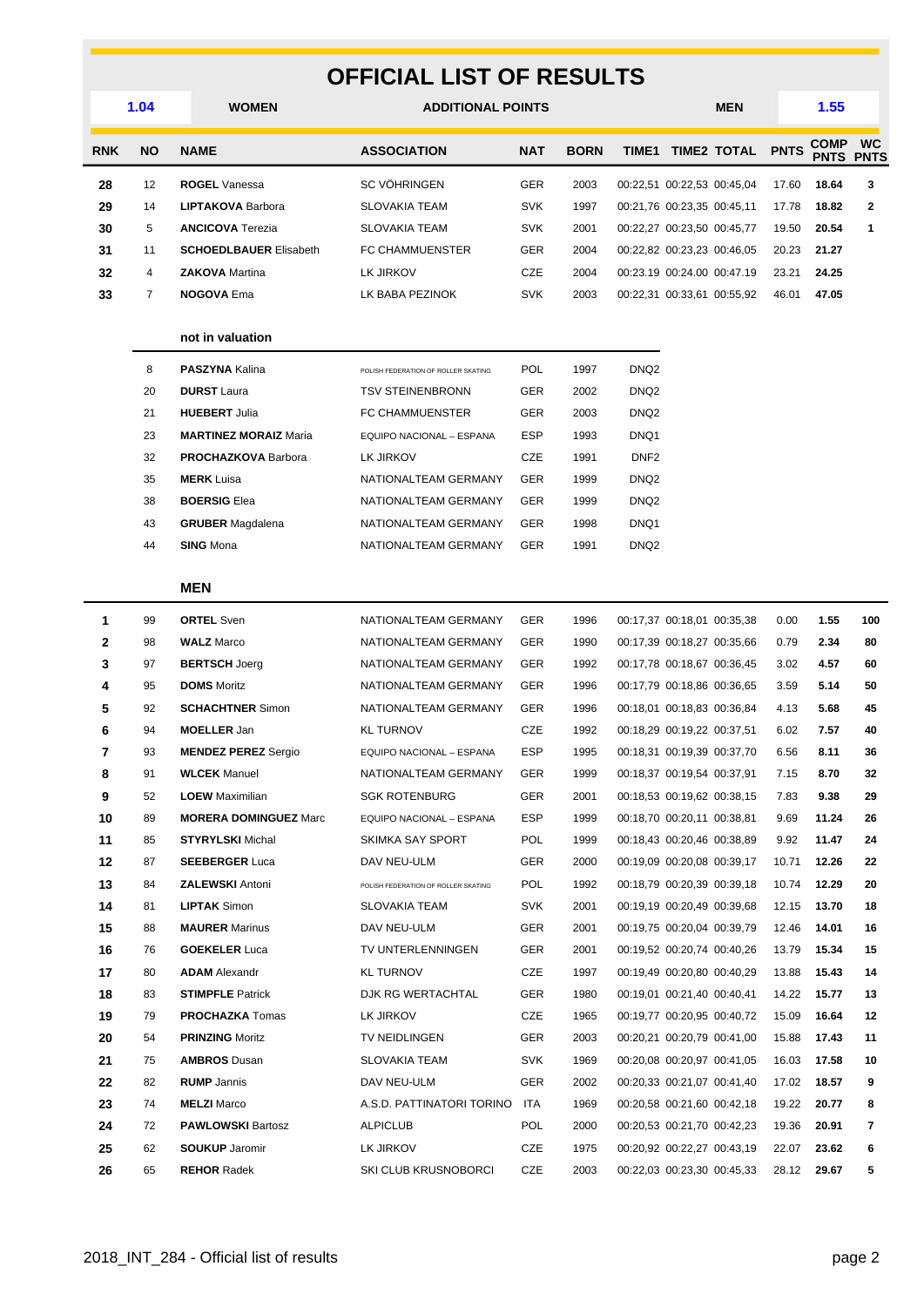# OFFICIAL LIST OF RESULTS

| 1.04 | WOMEN | ADDITIONAL POINTS | MEN | 1.55 |
|---|---|---|---|---|

| RNK | NO | NAME | ASSOCIATION | NAT | BORN | TIME1 | TIME2 | TOTAL | PNTS | COMP PNTS | WC PNTS |
|---|---|---|---|---|---|---|---|---|---|---|---|
| 28 | 12 | **ROGEL** Vanessa | SC VÖHRINGEN | GER | 2003 | 00:22,51 | 00:22,53 | 00:45,04 | 17.60 | **18.64** | **3** |
| 29 | 14 | **LIPTAKOVA** Barbora | SLOVAKIA TEAM | SVK | 1997 | 00:21,76 | 00:23,35 | 00:45,11 | 17.78 | **18.82** | **2** |
| 30 | 5 | **ANCICOVA** Terezia | SLOVAKIA TEAM | SVK | 2001 | 00:22,27 | 00:23,50 | 00:45,77 | 19.50 | **20.54** | **1** |
| 31 | 11 | **SCHOEDLBAUER** Elisabeth | FC CHAMMUENSTER | GER | 2004 | 00:22,82 | 00:23,23 | 00:46,05 | 20.23 | **21.27** | |
| 32 | 4 | **ZAKOVA** Martina | LK JIRKOV | CZE | 2004 | 00:23.19 | 00:24.00 | 00:47.19 | 23.21 | **24.25** | |
| 33 | 7 | **NOGOVA** Ema | LK BABA PEZINOK | SVK | 2003 | 00:22,31 | 00:33,61 | 00:55,92 | 46.01 | **47.05** | |

**not in valuation**

| NO | NAME | ASSOCIATION | NAT | BORN | TIME1 |
|---|---|---|---|---|---|
| 8 | **PASZYNA** Kalina | POLISH FEDERATION OF ROLLER SKATING | POL | 1997 | DNQ2 |
| 20 | **DURST** Laura | TSV STEINENBRONN | GER | 2002 | DNQ2 |
| 21 | **HUEBERT** Julia | FC CHAMMUENSTER | GER | 2003 | DNQ2 |
| 23 | **MARTINEZ MORAIZ** Maria | EQUIPO NACIONAL – ESPANA | ESP | 1993 | DNQ1 |
| 32 | **PROCHAZKOVA** Barbora | LK JIRKOV | CZE | 1991 | DNF2 |
| 35 | **MERK** Luisa | NATIONALTEAM GERMANY | GER | 1999 | DNQ2 |
| 38 | **BOERSIG** Elea | NATIONALTEAM GERMANY | GER | 1999 | DNQ2 |
| 43 | **GRUBER** Magdalena | NATIONALTEAM GERMANY | GER | 1998 | DNQ1 |
| 44 | **SING** Mona | NATIONALTEAM GERMANY | GER | 1991 | DNQ2 |

**MEN**

| RNK | NO | NAME | ASSOCIATION | NAT | BORN | TIME1 | TIME2 | TOTAL | PNTS | COMP PNTS | WC PNTS |
|---|---|---|---|---|---|---|---|---|---|---|---|
| 1 | 99 | **ORTEL** Sven | NATIONALTEAM GERMANY | GER | 1996 | 00:17,37 | 00:18,01 | 00:35,38 | 0.00 | **1.55** | **100** |
| 2 | 98 | **WALZ** Marco | NATIONALTEAM GERMANY | GER | 1990 | 00:17,39 | 00:18,27 | 00:35,66 | 0.79 | **2.34** | **80** |
| 3 | 97 | **BERTSCH** Joerg | NATIONALTEAM GERMANY | GER | 1992 | 00:17,78 | 00:18,67 | 00:36,45 | 3.02 | **4.57** | **60** |
| 4 | 95 | **DOMS** Moritz | NATIONALTEAM GERMANY | GER | 1996 | 00:17,79 | 00:18,86 | 00:36,65 | 3.59 | **5.14** | **50** |
| 5 | 92 | **SCHACHTNER** Simon | NATIONALTEAM GERMANY | GER | 1996 | 00:18,01 | 00:18,83 | 00:36,84 | 4.13 | **5.68** | **45** |
| 6 | 94 | **MOELLER** Jan | KL TURNOV | CZE | 1992 | 00:18,29 | 00:19,22 | 00:37,51 | 6.02 | **7.57** | **40** |
| 7 | 93 | **MENDEZ PEREZ** Sergio | EQUIPO NACIONAL – ESPANA | ESP | 1995 | 00:18,31 | 00:19,39 | 00:37,70 | 6.56 | **8.11** | **36** |
| 8 | 91 | **WLCEK** Manuel | NATIONALTEAM GERMANY | GER | 1999 | 00:18,37 | 00:19,54 | 00:37,91 | 7.15 | **8.70** | **32** |
| 9 | 52 | **LOEW** Maximilian | SGK ROTENBURG | GER | 2001 | 00:18,53 | 00:19,62 | 00:38,15 | 7.83 | **9.38** | **29** |
| 10 | 89 | **MORERA DOMINGUEZ** Marc | EQUIPO NACIONAL – ESPANA | ESP | 1999 | 00:18,70 | 00:20,11 | 00:38,81 | 9.69 | **11.24** | **26** |
| 11 | 85 | **STYRYLSKI** Michal | SKIMKA SAY SPORT | POL | 1999 | 00:18,43 | 00:20,46 | 00:38,89 | 9.92 | **11.47** | **24** |
| 12 | 87 | **SEEBERGER** Luca | DAV NEU-ULM | GER | 2000 | 00:19,09 | 00:20,08 | 00:39,17 | 10.71 | **12.26** | **22** |
| 13 | 84 | **ZALEWSKI** Antoni | POLISH FEDERATION OF ROLLER SKATING | POL | 1992 | 00:18,79 | 00:20,39 | 00:39,18 | 10.74 | **12.29** | **20** |
| 14 | 81 | **LIPTAK** Simon | SLOVAKIA TEAM | SVK | 2001 | 00:19,19 | 00:20,49 | 00:39,68 | 12.15 | **13.70** | **18** |
| 15 | 88 | **MAURER** Marinus | DAV NEU-ULM | GER | 2001 | 00:19,75 | 00:20,04 | 00:39,79 | 12.46 | **14.01** | **16** |
| 16 | 76 | **GOEKELER** Luca | TV UNTERLENNINGEN | GER | 2001 | 00:19,52 | 00:20,74 | 00:40,26 | 13.79 | **15.34** | **15** |
| 17 | 80 | **ADAM** Alexandr | KL TURNOV | CZE | 1997 | 00:19,49 | 00:20,80 | 00:40,29 | 13.88 | **15.43** | **14** |
| 18 | 83 | **STIMPFLE** Patrick | DJK RG WERTACHTAL | GER | 1980 | 00:19,01 | 00:21,40 | 00:40,41 | 14.22 | **15.77** | **13** |
| 19 | 79 | **PROCHAZKA** Tomas | LK JIRKOV | CZE | 1965 | 00:19,77 | 00:20,95 | 00:40,72 | 15.09 | **16.64** | **12** |
| 20 | 54 | **PRINZING** Moritz | TV NEIDLINGEN | GER | 2003 | 00:20,21 | 00:20,79 | 00:41,00 | 15.88 | **17.43** | **11** |
| 21 | 75 | **AMBROS** Dusan | SLOVAKIA TEAM | SVK | 1969 | 00:20,08 | 00:20,97 | 00:41,05 | 16.03 | **17.58** | **10** |
| 22 | 82 | **RUMP** Jannis | DAV NEU-ULM | GER | 2002 | 00:20,33 | 00:21,07 | 00:41,40 | 17.02 | **18.57** | **9** |
| 23 | 74 | **MELZI** Marco | A.S.D. PATTINATORI TORINO | ITA | 1969 | 00:20,58 | 00:21,60 | 00:42,18 | 19.22 | **20.77** | **8** |
| 24 | 72 | **PAWLOWSKI** Bartosz | ALPICLUB | POL | 2000 | 00:20,53 | 00:21,70 | 00:42,23 | 19.36 | **20.91** | **7** |
| 25 | 62 | **SOUKUP** Jaromir | LK JIRKOV | CZE | 1975 | 00:20,92 | 00:22,27 | 00:43,19 | 22.07 | **23.62** | **6** |
| 26 | 65 | **REHOR** Radek | SKI CLUB KRUSNOBORCI | CZE | 2003 | 00:22,03 | 00:23,30 | 00:45,33 | 28.12 | **29.67** | **5** |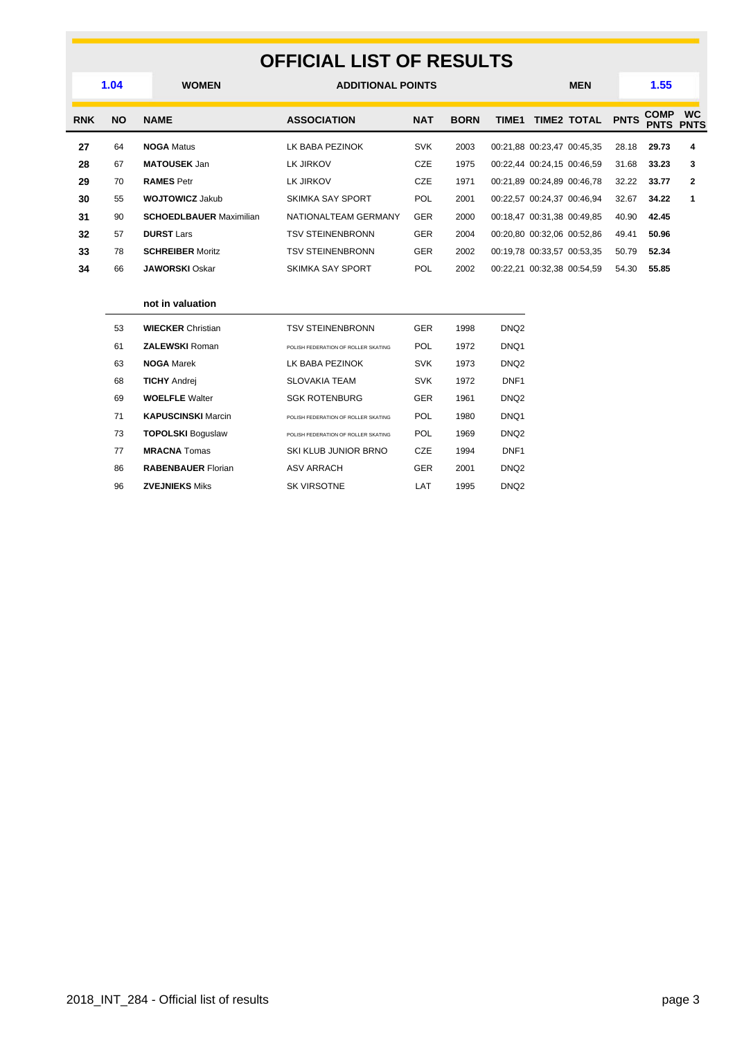# OFFICIAL LIST OF RESULTS

| 1.04 | WOMEN | ADDITIONAL POINTS | MEN | 1.55 |
|---|---|---|---|---|

| RNK | NO | NAME | ASSOCIATION | NAT | BORN | TIME1 | TIME2 | TOTAL | PNTS | COMP PNTS | WC PNTS |
|---|---|---|---|---|---|---|---|---|---|---|---|
| 27 | 64 | **NOGA** Matus | LK BABA PEZINOK | SVK | 2003 | 00:21,88 | 00:23,47 | 00:45,35 | 28.18 | **29.73** | **4** |
| 28 | 67 | **MATOUSEK** Jan | LK JIRKOV | CZE | 1975 | 00:22,44 | 00:24,15 | 00:46,59 | 31.68 | **33.23** | **3** |
| 29 | 70 | **RAMES** Petr | LK JIRKOV | CZE | 1971 | 00:21,89 | 00:24,89 | 00:46,78 | 32.22 | **33.77** | **2** |
| 30 | 55 | **WOJTOWICZ** Jakub | SKIMKA SAY SPORT | POL | 2001 | 00:22,57 | 00:24,37 | 00:46,94 | 32.67 | **34.22** | **1** |
| 31 | 90 | **SCHOEDLBAUER** Maximilian | NATIONALTEAM GERMANY | GER | 2000 | 00:18,47 | 00:31,38 | 00:49,85 | 40.90 | **42.45** | |
| 32 | 57 | **DURST** Lars | TSV STEINENBRONN | GER | 2004 | 00:20,80 | 00:32,06 | 00:52,86 | 49.41 | **50.96** | |
| 33 | 78 | **SCHREIBER** Moritz | TSV STEINENBRONN | GER | 2002 | 00:19,78 | 00:33,57 | 00:53,35 | 50.79 | **52.34** | |
| 34 | 66 | **JAWORSKI** Oskar | SKIMKA SAY SPORT | POL | 2002 | 00:22,21 | 00:32,38 | 00:54,59 | 54.30 | **55.85** | |

**not in valuation**

| NO | NAME | ASSOCIATION | NAT | BORN | STATUS |
|---|---|---|---|---|---|
| 53 | **WIECKER** Christian | TSV STEINENBRONN | GER | 1998 | DNQ2 |
| 61 | **ZALEWSKI** Roman | POLISH FEDERATION OF ROLLER SKATING | POL | 1972 | DNQ1 |
| 63 | **NOGA** Marek | LK BABA PEZINOK | SVK | 1973 | DNQ2 |
| 68 | **TICHY** Andrej | SLOVAKIA TEAM | SVK | 1972 | DNF1 |
| 69 | **WOELFLE** Walter | SGK ROTENBURG | GER | 1961 | DNQ2 |
| 71 | **KAPUSCINSKI** Marcin | POLISH FEDERATION OF ROLLER SKATING | POL | 1980 | DNQ1 |
| 73 | **TOPOLSKI** Boguslaw | POLISH FEDERATION OF ROLLER SKATING | POL | 1969 | DNQ2 |
| 77 | **MRACNA** Tomas | SKI KLUB JUNIOR BRNO | CZE | 1994 | DNF1 |
| 86 | **RABENBAUER** Florian | ASV ARRACH | GER | 2001 | DNQ2 |
| 96 | **ZVEJNIEKS** Miks | SK VIRSOTNE | LAT | 1995 | DNQ2 |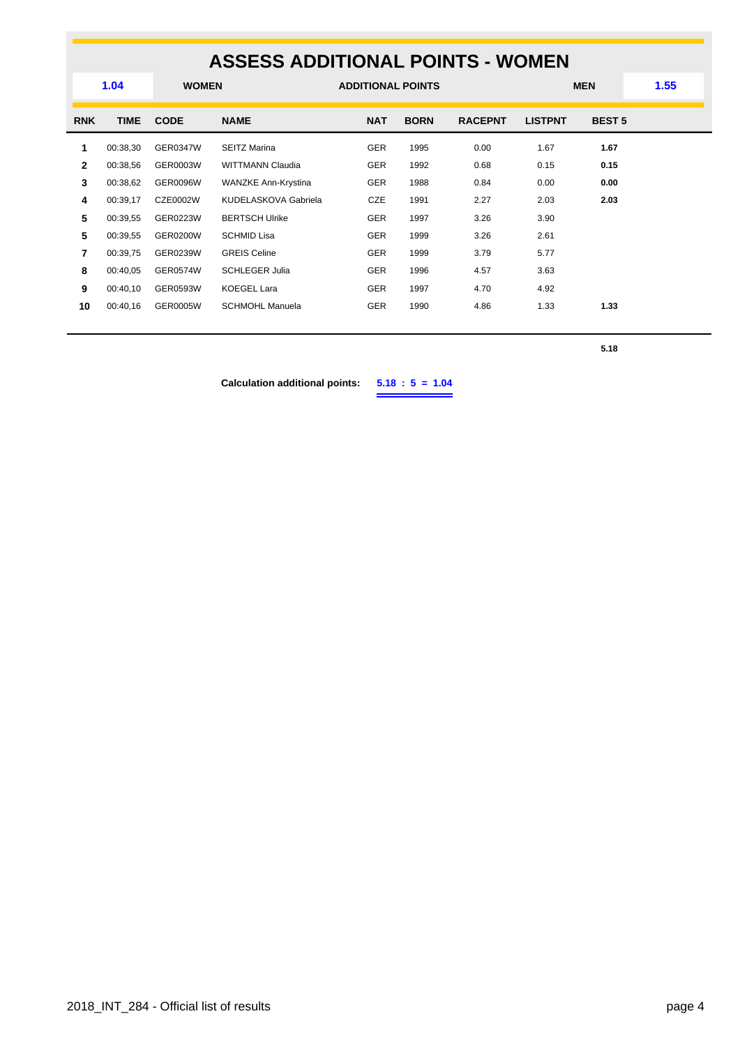# ASSESS ADDITIONAL POINTS - WOMEN

| 1.04 | WOMEN | ADDITIONAL POINTS | MEN | 1.55 |
|---|---|---|---|---|

| RNK | TIME | CODE | NAME | NAT | BORN | RACEPNT | LISTPNT | BEST 5 |
|---|---|---|---|---|---|---|---|---|
| 1 | 00:38,30 | GER0347W | SEITZ Marina | GER | 1995 | 0.00 | 1.67 | **1.67** |
| 2 | 00:38,56 | GER0003W | WITTMANN Claudia | GER | 1992 | 0.68 | 0.15 | **0.15** |
| 3 | 00:38,62 | GER0096W | WANZKE Ann-Krystina | GER | 1988 | 0.84 | 0.00 | **0.00** |
| 4 | 00:39,17 | CZE0002W | KUDELASKOVA Gabriela | CZE | 1991 | 2.27 | 2.03 | **2.03** |
| 5 | 00:39,55 | GER0223W | BERTSCH Ulrike | GER | 1997 | 3.26 | 3.90 | |
| 5 | 00:39,55 | GER0200W | SCHMID Lisa | GER | 1999 | 3.26 | 2.61 | |
| 7 | 00:39,75 | GER0239W | GREIS Celine | GER | 1999 | 3.79 | 5.77 | |
| 8 | 00:40,05 | GER0574W | SCHLEGER Julia | GER | 1996 | 4.57 | 3.63 | |
| 9 | 00:40,10 | GER0593W | KOEGEL Lara | GER | 1997 | 4.70 | 4.92 | |
| 10 | 00:40,16 | GER0005W | SCHMOHL Manuela | GER | 1990 | 4.86 | 1.33 | **1.33** |
| | | | | | | | | **5.18** |

**Calculation additional points:** **5.18 : 5 = 1.04**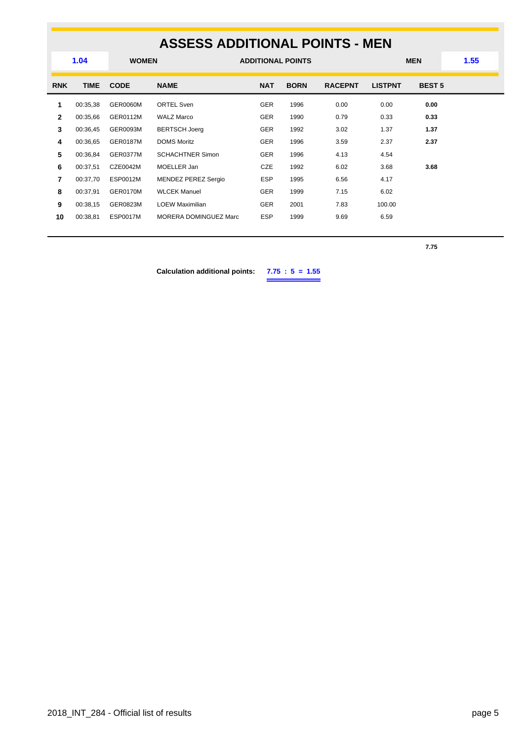# ASSESS ADDITIONAL POINTS - MEN

| 1.04 | WOMEN | ADDITIONAL POINTS | MEN | 1.55 |
|---|---|---|---|---|

| RNK | TIME | CODE | NAME | NAT | BORN | RACEPNT | LISTPNT | BEST 5 |
|---|---|---|---|---|---|---|---|---|
| 1 | 00:35,38 | GER0060M | ORTEL Sven | GER | 1996 | 0.00 | 0.00 | **0.00** |
| 2 | 00:35,66 | GER0112M | WALZ Marco | GER | 1990 | 0.79 | 0.33 | **0.33** |
| 3 | 00:36,45 | GER0093M | BERTSCH Joerg | GER | 1992 | 3.02 | 1.37 | **1.37** |
| 4 | 00:36,65 | GER0187M | DOMS Moritz | GER | 1996 | 3.59 | 2.37 | **2.37** |
| 5 | 00:36,84 | GER0377M | SCHACHTNER Simon | GER | 1996 | 4.13 | 4.54 | |
| 6 | 00:37,51 | CZE0042M | MOELLER Jan | CZE | 1992 | 6.02 | 3.68 | **3.68** |
| 7 | 00:37,70 | ESP0012M | MENDEZ PEREZ Sergio | ESP | 1995 | 6.56 | 4.17 | |
| 8 | 00:37,91 | GER0170M | WLCEK Manuel | GER | 1999 | 7.15 | 6.02 | |
| 9 | 00:38,15 | GER0823M | LOEW Maximilian | GER | 2001 | 7.83 | 100.00 | |
| 10 | 00:38,81 | ESP0017M | MORERA DOMINGUEZ Marc | ESP | 1999 | 9.69 | 6.59 | |
| | | | | | | | | **7.75** |

**Calculation additional points:** **7.75 : 5 = 1.55**

2018_INT_284 - Official list of results